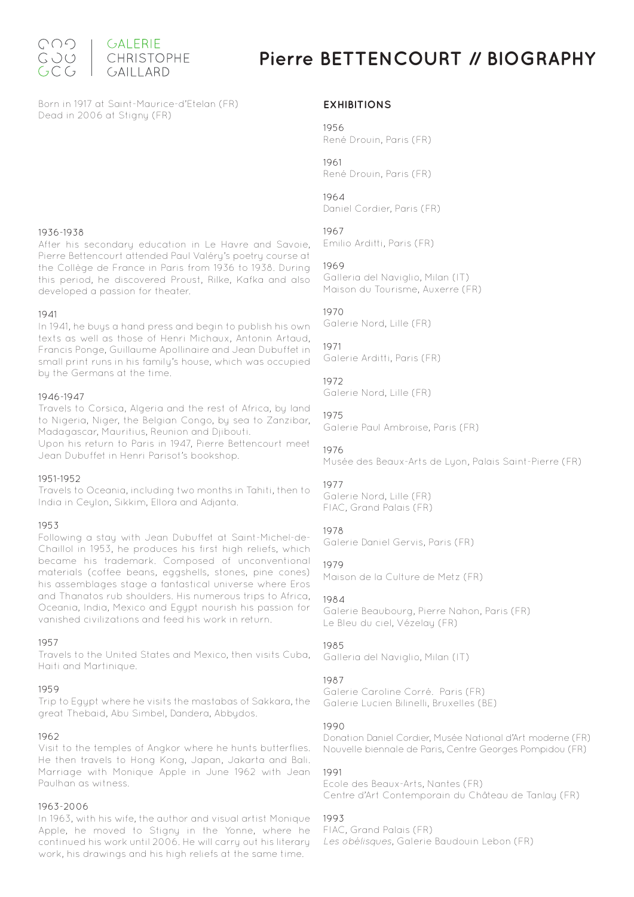GALERIE CHRISTOPHE GAILLARD

# Pierre BETTENCOURT // BIOGRAPHY

Born in 1917 at Saint-Maurice-d'Etelan (FR)
Dead in 2006 at Stigny (FR)

1936-1938
After his secondary education in Le Havre and Savoie, Pierre Bettencourt attended Paul Valéry's poetry course at the Collège de France in Paris from 1936 to 1938. During this period, he discovered Proust, Rilke, Kafka and also developed a passion for theater.

1941
In 1941, he buys a hand press and begin to publish his own texts as well as those of Henri Michaux, Antonin Artaud, Francis Ponge, Guillaume Apollinaire and Jean Dubuffet in small print runs in his family's house, which was occupied by the Germans at the time.

1946-1947
Travels to Corsica, Algeria and the rest of Africa, by land to Nigeria, Niger, the Belgian Congo, by sea to Zanzibar, Madagascar, Mauritius, Reunion and Djibouti.
Upon his return to Paris in 1947, Pierre Bettencourt meet Jean Dubuffet in Henri Parisot's bookshop.

1951-1952
Travels to Oceania, including two months in Tahiti, then to India in Ceylon, Sikkim, Ellora and Adjanta.

1953
Following a stay with Jean Dubuffet at Saint-Michel-de-Chaillol in 1953, he produces his first high reliefs, which became his trademark. Composed of unconventional materials (coffee beans, eggshells, stones, pine cones) his assemblages stage a fantastical universe where Eros and Thanatos rub shoulders. His numerous trips to Africa, Oceania, India, Mexico and Egypt nourish his passion for vanished civilizations and feed his work in return.

1957
Travels to the United States and Mexico, then visits Cuba, Haiti and Martinique.

1959
Trip to Egypt where he visits the mastabas of Sakkara, the great Thebaid, Abu Simbel, Dandera, Abbydos.

1962
Visit to the temples of Angkor where he hunts butterflies. He then travels to Hong Kong, Japan, Jakarta and Bali. Marriage with Monique Apple in June 1962 with Jean Paulhan as witness.

1963-2006
In 1963, with his wife, the author and visual artist Monique Apple, he moved to Stigny in the Yonne, where he continued his work until 2006. He will carry out his literary work, his drawings and his high reliefs at the same time.

## EXHIBITIONS

1956
René Drouin, Paris (FR)

1961
René Drouin, Paris (FR)

1964
Daniel Cordier, Paris (FR)

1967
Emilio Arditti, Paris (FR)

1969
Galleria del Naviglio, Milan (IT)
Maison du Tourisme, Auxerre (FR)

1970
Galerie Nord, Lille (FR)

1971
Galerie Arditti, Paris (FR)

1972
Galerie Nord, Lille (FR)

1975
Galerie Paul Ambroise, Paris (FR)

1976
Musée des Beaux-Arts de Lyon, Palais Saint-Pierre (FR)

1977
Galerie Nord, Lille (FR)
FIAC, Grand Palais (FR)

1978
Galerie Daniel Gervis, Paris (FR)

1979
Maison de la Culture de Metz (FR)

1984
Galerie Beaubourg, Pierre Nahon, Paris (FR)
Le Bleu du ciel, Vézelay (FR)

1985
Galleria del Naviglio, Milan (IT)

1987
Galerie Caroline Corré. Paris (FR)
Galerie Lucien Bilinelli, Bruxelles (BE)

1990
Donation Daniel Cordier, Musée National d'Art moderne (FR)
Nouvelle biennale de Paris, Centre Georges Pompidou (FR)

1991
Ecole des Beaux-Arts, Nantes (FR)
Centre d'Art Contemporain du Château de Tanlay (FR)

1993
FIAC, Grand Palais (FR)
*Les obélisques*, Galerie Baudouin Lebon (FR)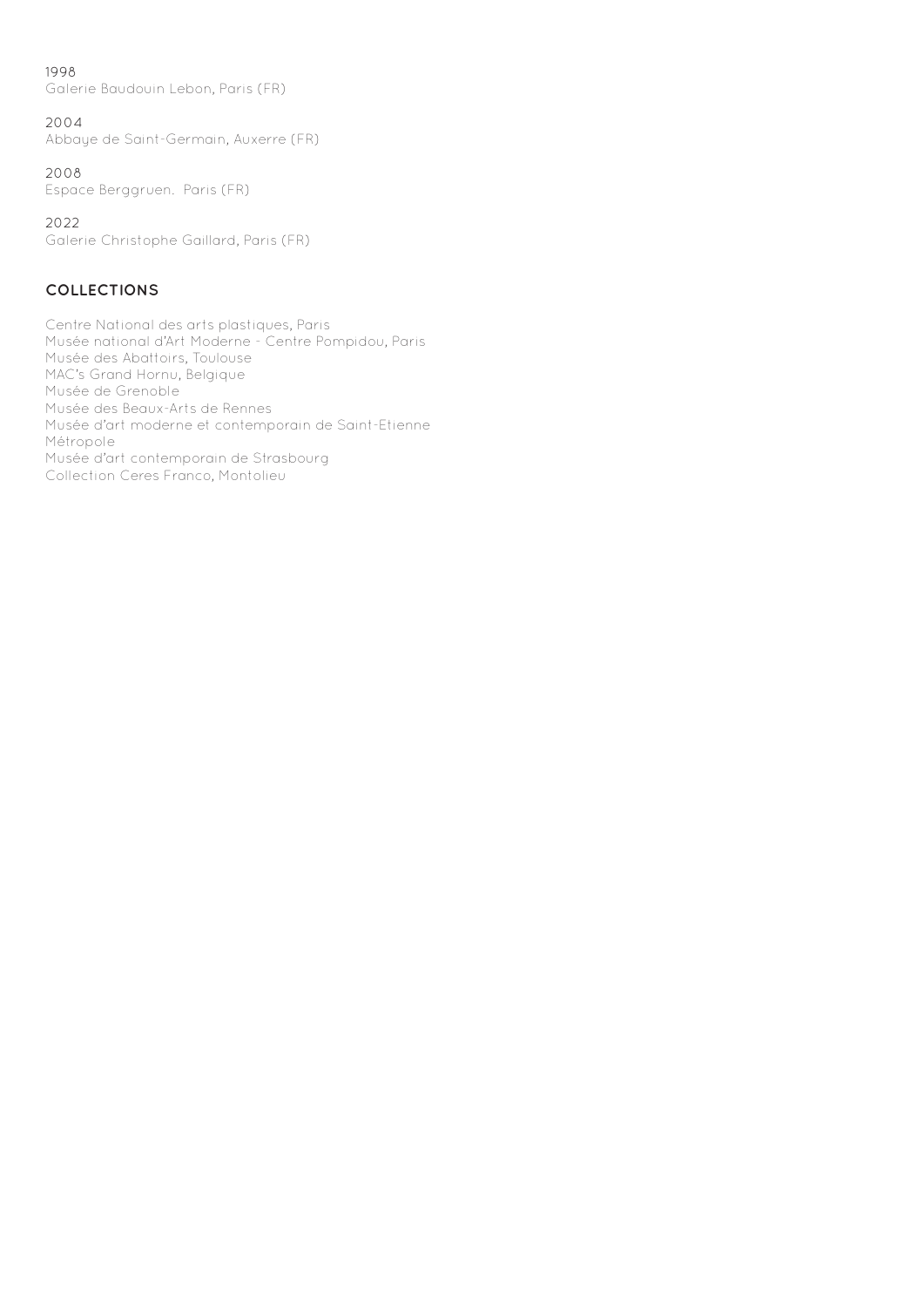1998
Galerie Baudouin Lebon, Paris (FR)

2004
Abbaye de Saint-Germain, Auxerre (FR)

2008
Espace Berggruen.  Paris (FR)

2022
Galerie Christophe Gaillard, Paris (FR)

## COLLECTIONS

Centre National des arts plastiques, Paris
Musée national d'Art Moderne - Centre Pompidou, Paris
Musée des Abattoirs, Toulouse
MAC's Grand Hornu, Belgique
Musée de Grenoble
Musée des Beaux-Arts de Rennes
Musée d'art moderne et contemporain de Saint-Etienne Métropole
Musée d'art contemporain de Strasbourg
Collection Ceres Franco, Montolieu